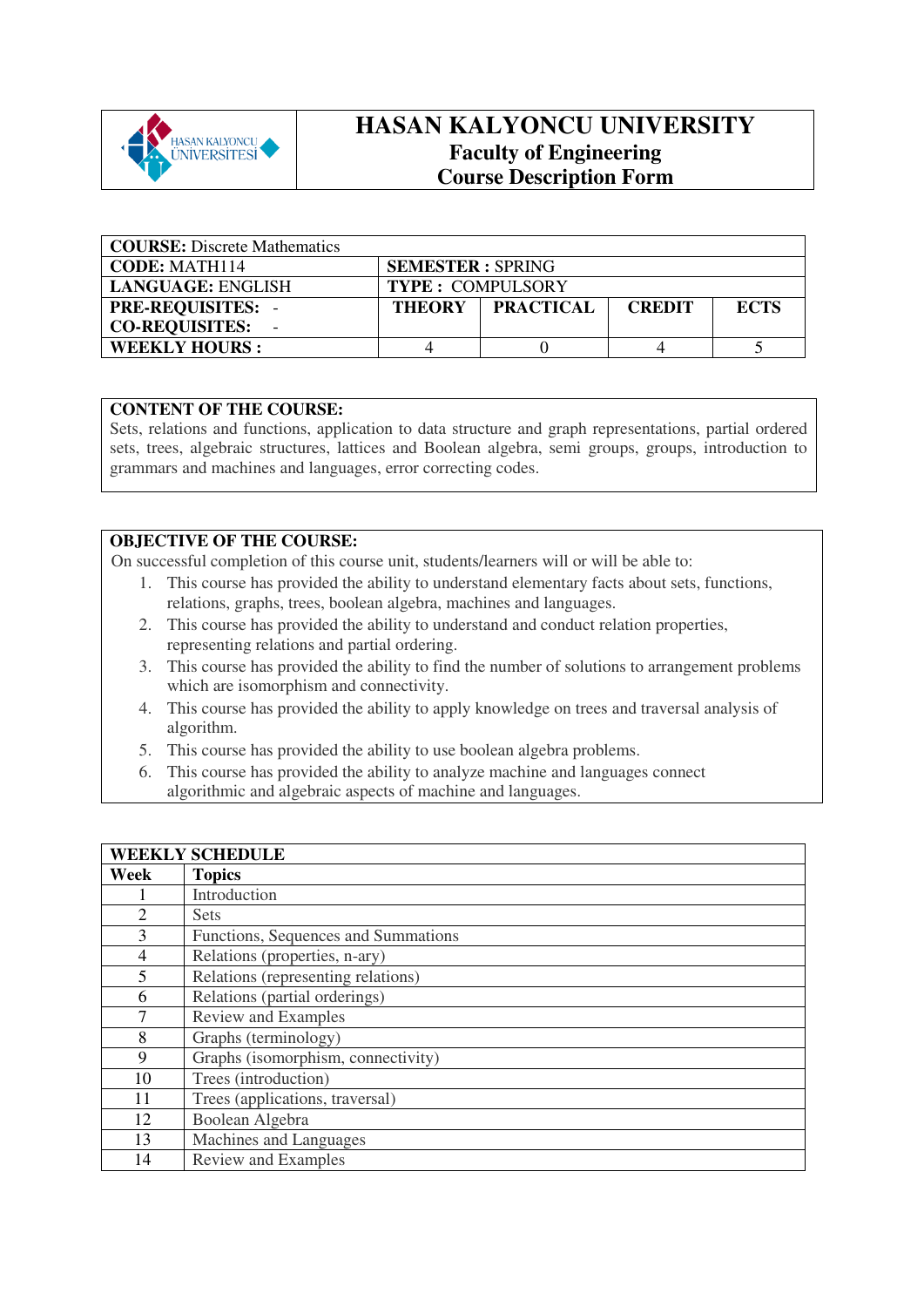# HASAN KALYONCU UNIVERSITY

## Faculty of Engineering

## Course Description Form

| **COURSE:** Discrete Mathematics | | | | |
|---|---|---|---|---|
| **CODE:** MATH114 | **SEMESTER :** SPRING | | | |
| **LANGUAGE:** ENGLISH | **TYPE :** COMPULSORY | | | |
| **PRE-REQUISITES:** - <br> **CO-REQUISITES:** - | **THEORY** | **PRACTICAL** | **CREDIT** | **ECTS** |
| **WEEKLY HOURS :** | 4 | 0 | 4 | 5 |

**CONTENT OF THE COURSE:**

Sets, relations and functions, application to data structure and graph representations, partial ordered sets, trees, algebraic structures, lattices and Boolean algebra, semi groups, groups, introduction to grammars and machines and languages, error correcting codes.

**OBJECTIVE OF THE COURSE:**

On successful completion of this course unit, students/learners will or will be able to:

1. This course has provided the ability to understand elementary facts about sets, functions, relations, graphs, trees, boolean algebra, machines and languages.
2. This course has provided the ability to understand and conduct relation properties, representing relations and partial ordering.
3. This course has provided the ability to find the number of solutions to arrangement problems which are isomorphism and connectivity.
4. This course has provided the ability to apply knowledge on trees and traversal analysis of algorithm.
5. This course has provided the ability to use boolean algebra problems.
6. This course has provided the ability to analyze machine and languages connect algorithmic and algebraic aspects of machine and languages.

**WEEKLY SCHEDULE**

| Week | Topics |
|---|---|
| 1 | Introduction |
| 2 | Sets |
| 3 | Functions, Sequences and Summations |
| 4 | Relations (properties, n-ary) |
| 5 | Relations (representing relations) |
| 6 | Relations (partial orderings) |
| 7 | Review and Examples |
| 8 | Graphs (terminology) |
| 9 | Graphs (isomorphism, connectivity) |
| 10 | Trees (introduction) |
| 11 | Trees (applications, traversal) |
| 12 | Boolean Algebra |
| 13 | Machines and Languages |
| 14 | Review and Examples |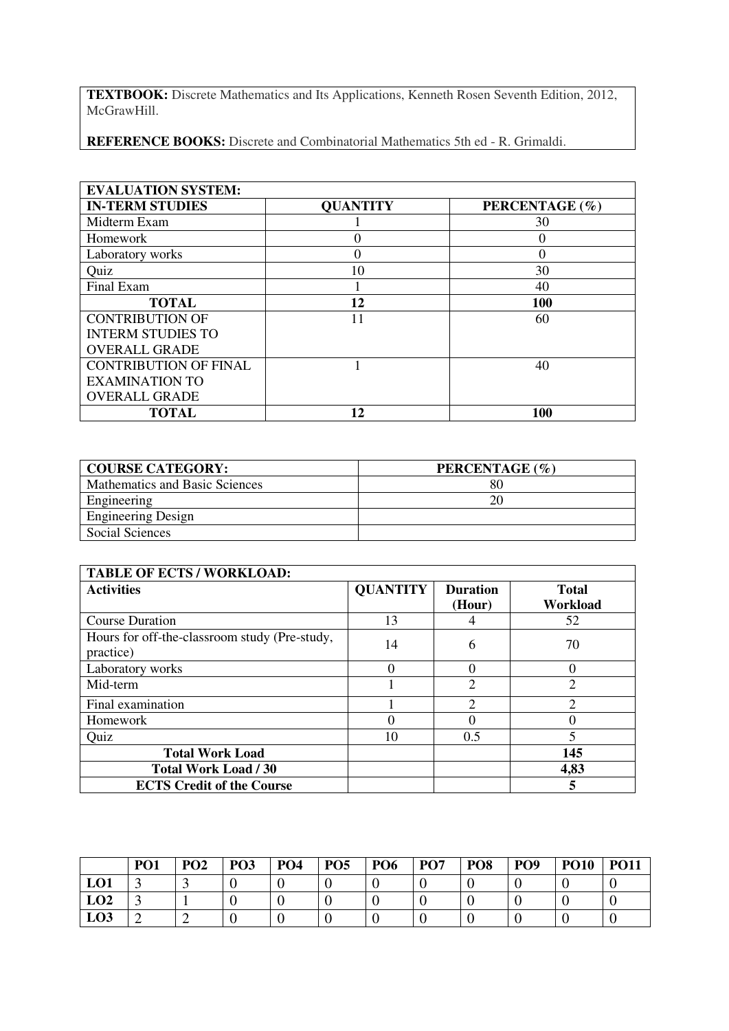**TEXTBOOK:** Discrete Mathematics and Its Applications, Kenneth Rosen Seventh Edition, 2012, McGrawHill.

**REFERENCE BOOKS:** Discrete and Combinatorial Mathematics 5th ed - R. Grimaldi.

| **EVALUATION SYSTEM:** | | |
|---|---|---|
| **IN-TERM STUDIES** | **QUANTITY** | **PERCENTAGE (%)** |
| Midterm Exam | 1 | 30 |
| Homework | 0 | 0 |
| Laboratory works | 0 | 0 |
| Quiz | 10 | 30 |
| Final Exam | 1 | 40 |
| **TOTAL** | **12** | **100** |
| CONTRIBUTION OF INTERM STUDIES TO OVERALL GRADE | 11 | 60 |
| CONTRIBUTION OF FINAL EXAMINATION TO OVERALL GRADE | 1 | 40 |
| **TOTAL** | **12** | **100** |

| **COURSE CATEGORY:** | **PERCENTAGE (%)** |
|---|---|
| Mathematics and Basic Sciences | 80 |
| Engineering | 20 |
| Engineering Design | |
| Social Sciences | |

| **TABLE OF ECTS / WORKLOAD:** | | | |
|---|---|---|---|
| **Activities** | **QUANTITY** | **Duration (Hour)** | **Total Workload** |
| Course Duration | 13 | 4 | 52 |
| Hours for off-the-classroom study (Pre-study, practice) | 14 | 6 | 70 |
| Laboratory works | 0 | 0 | 0 |
| Mid-term | 1 | 2 | 2 |
| Final examination | 1 | 2 | 2 |
| Homework | 0 | 0 | 0 |
| Quiz | 10 | 0.5 | 5 |
| **Total Work Load** | | | **145** |
| **Total Work Load / 30** | | | **4,83** |
| **ECTS Credit of the Course** | | | **5** |

| | **PO1** | **PO2** | **PO3** | **PO4** | **PO5** | **PO6** | **PO7** | **PO8** | **PO9** | **PO10** | **PO11** |
|---|---|---|---|---|---|---|---|---|---|---|---|
| **LO1** | 3 | 3 | 0 | 0 | 0 | 0 | 0 | 0 | 0 | 0 | 0 |
| **LO2** | 3 | 1 | 0 | 0 | 0 | 0 | 0 | 0 | 0 | 0 | 0 |
| **LO3** | 2 | 2 | 0 | 0 | 0 | 0 | 0 | 0 | 0 | 0 | 0 |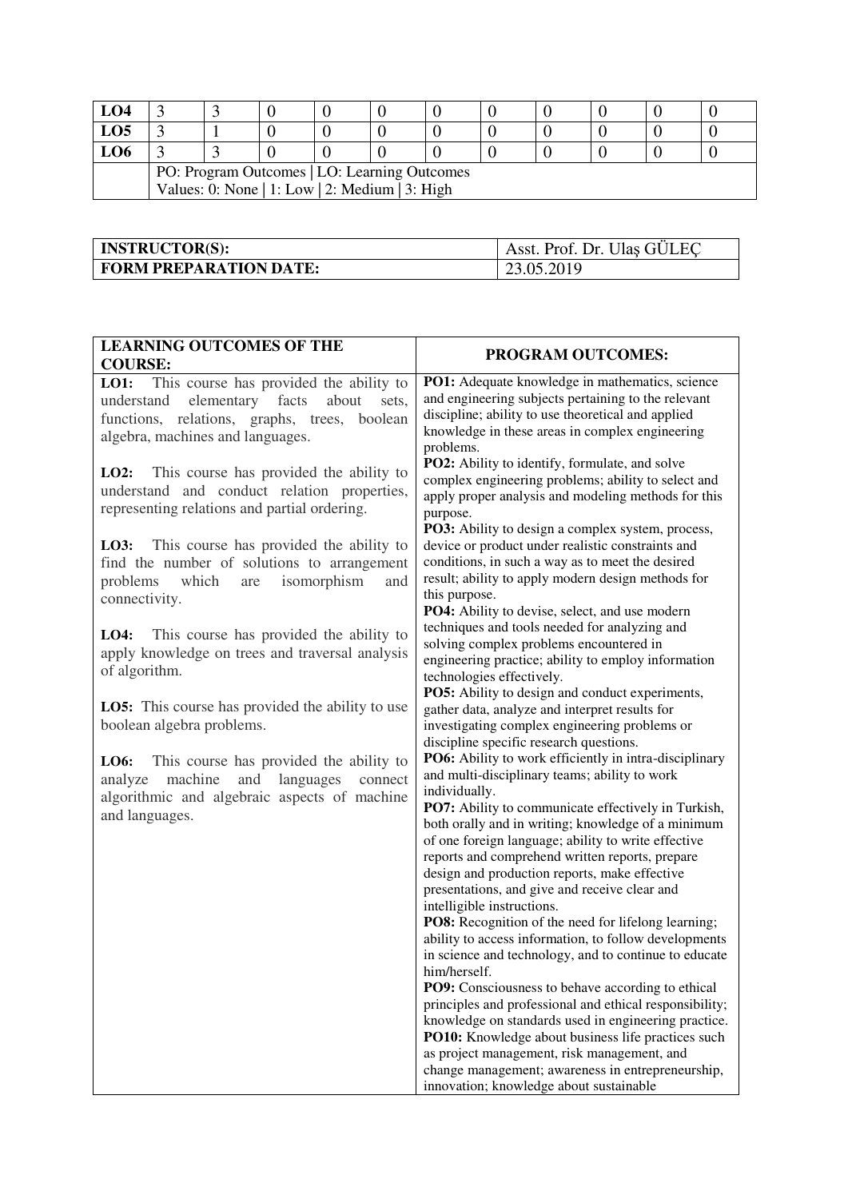| LO4 | 3 | 3 | 0 | 0 | 0 | 0 | 0 | 0 | 0 | 0 | 0 |
|---|---|---|---|---|---|---|---|---|---|---|---|
| LO5 | 3 | 1 | 0 | 0 | 0 | 0 | 0 | 0 | 0 | 0 | 0 |
| LO6 | 3 | 3 | 0 | 0 | 0 | 0 | 0 | 0 | 0 | 0 | 0 |
| | PO: Program Outcomes \| LO: Learning Outcomes<br>Values: 0: None \| 1: Low \| 2: Medium \| 3: High | | | | | | | | | | |

| **INSTRUCTOR(S):** | Asst. Prof. Dr. Ulaş GÜLEÇ |
|---|---|
| **FORM PREPARATION DATE:** | 23.05.2019 |

| **LEARNING OUTCOMES OF THE COURSE:** | **PROGRAM OUTCOMES:** |
|---|---|
| **LO1:** This course has provided the ability to understand elementary facts about sets, functions, relations, graphs, trees, boolean algebra, machines and languages.<br><br>**LO2:** This course has provided the ability to understand and conduct relation properties, representing relations and partial ordering.<br><br>**LO3:** This course has provided the ability to find the number of solutions to arrangement problems which are isomorphism and connectivity.<br><br>**LO4:** This course has provided the ability to apply knowledge on trees and traversal analysis of algorithm.<br><br>**LO5:** This course has provided the ability to use boolean algebra problems.<br><br>**LO6:** This course has provided the ability to analyze machine and languages connect algorithmic and algebraic aspects of machine and languages. | **PO1:** Adequate knowledge in mathematics, science and engineering subjects pertaining to the relevant discipline; ability to use theoretical and applied knowledge in these areas in complex engineering problems.<br>**PO2:** Ability to identify, formulate, and solve complex engineering problems; ability to select and apply proper analysis and modeling methods for this purpose.<br>**PO3:** Ability to design a complex system, process, device or product under realistic constraints and conditions, in such a way as to meet the desired result; ability to apply modern design methods for this purpose.<br>**PO4:** Ability to devise, select, and use modern techniques and tools needed for analyzing and solving complex problems encountered in engineering practice; ability to employ information technologies effectively.<br>**PO5:** Ability to design and conduct experiments, gather data, analyze and interpret results for investigating complex engineering problems or discipline specific research questions.<br>**PO6:** Ability to work efficiently in intra-disciplinary and multi-disciplinary teams; ability to work individually.<br>**PO7:** Ability to communicate effectively in Turkish, both orally and in writing; knowledge of a minimum of one foreign language; ability to write effective reports and comprehend written reports, prepare design and production reports, make effective presentations, and give and receive clear and intelligible instructions.<br>**PO8:** Recognition of the need for lifelong learning; ability to access information, to follow developments in science and technology, and to continue to educate him/herself.<br>**PO9:** Consciousness to behave according to ethical principles and professional and ethical responsibility; knowledge on standards used in engineering practice.<br>**PO10:** Knowledge about business life practices such as project management, risk management, and change management; awareness in entrepreneurship, innovation; knowledge about sustainable |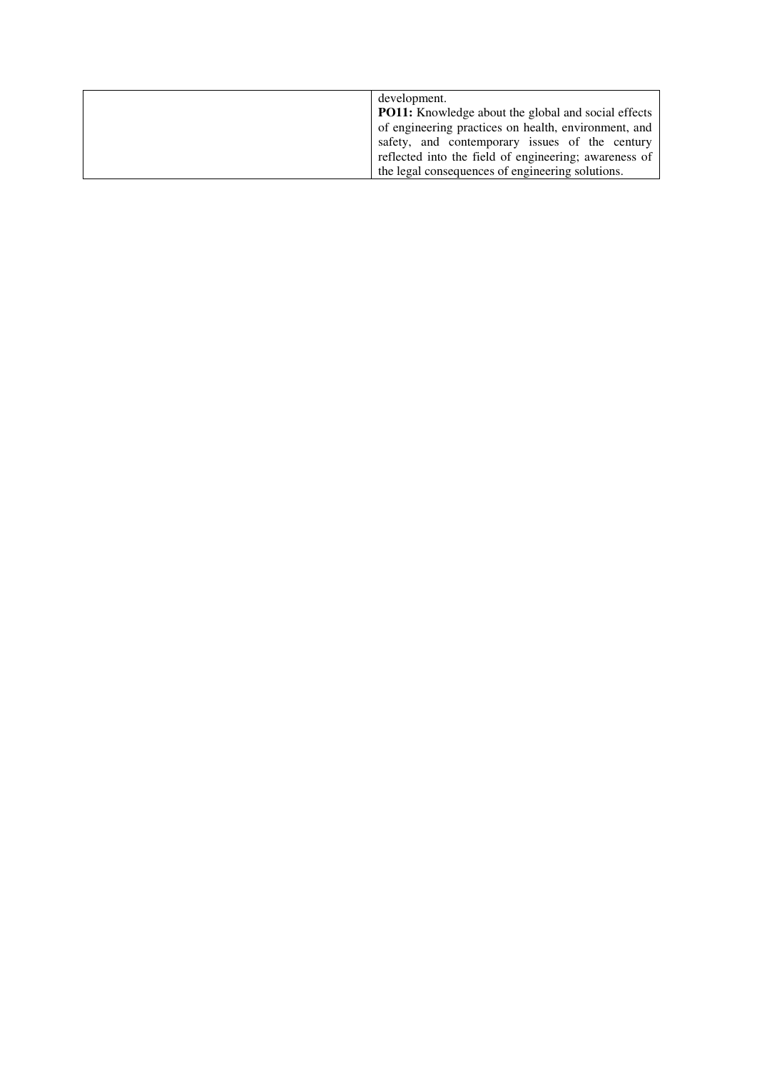| | |
|---|---|
| | development.<br>**PO11:** Knowledge about the global and social effects of engineering practices on health, environment, and safety, and contemporary issues of the century reflected into the field of engineering; awareness of the legal consequences of engineering solutions. |